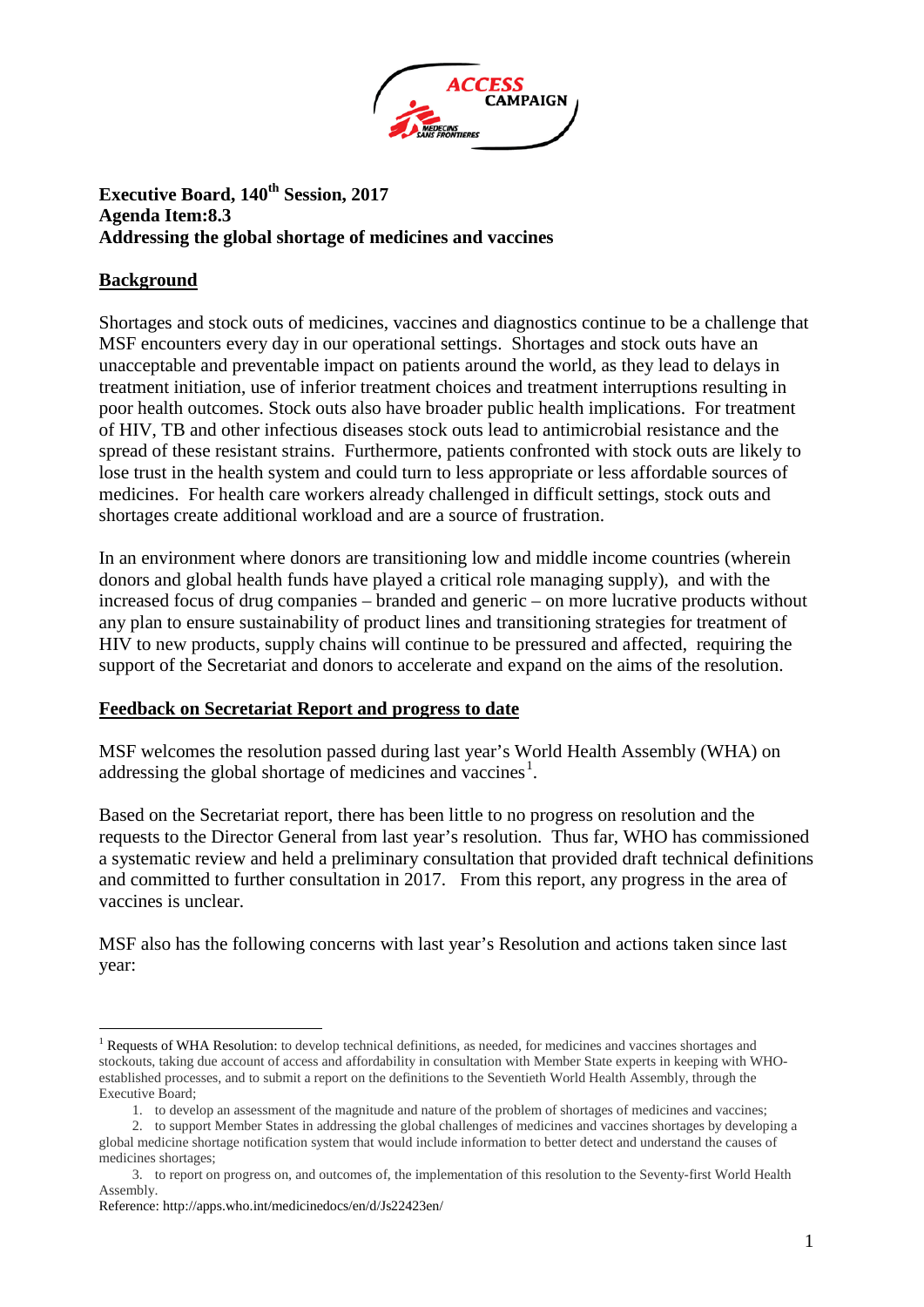**Executive Board, 140th Session, 2017**
**Agenda Item:8.3**
**Addressing the global shortage of medicines and vaccines**

## Background

Shortages and stock outs of medicines, vaccines and diagnostics continue to be a challenge that MSF encounters every day in our operational settings. Shortages and stock outs have an unacceptable and preventable impact on patients around the world, as they lead to delays in treatment initiation, use of inferior treatment choices and treatment interruptions resulting in poor health outcomes. Stock outs also have broader public health implications. For treatment of HIV, TB and other infectious diseases stock outs lead to antimicrobial resistance and the spread of these resistant strains. Furthermore, patients confronted with stock outs are likely to lose trust in the health system and could turn to less appropriate or less affordable sources of medicines. For health care workers already challenged in difficult settings, stock outs and shortages create additional workload and are a source of frustration.

In an environment where donors are transitioning low and middle income countries (wherein donors and global health funds have played a critical role managing supply), and with the increased focus of drug companies – branded and generic – on more lucrative products without any plan to ensure sustainability of product lines and transitioning strategies for treatment of HIV to new products, supply chains will continue to be pressured and affected, requiring the support of the Secretariat and donors to accelerate and expand on the aims of the resolution.

## Feedback on Secretariat Report and progress to date

MSF welcomes the resolution passed during last year's World Health Assembly (WHA) on addressing the global shortage of medicines and vaccines[1].

Based on the Secretariat report, there has been little to no progress on resolution and the requests to the Director General from last year's resolution. Thus far, WHO has commissioned a systematic review and held a preliminary consultation that provided draft technical definitions and committed to further consultation in 2017. From this report, any progress in the area of vaccines is unclear.

MSF also has the following concerns with last year's Resolution and actions taken since last year:

---

[1] Requests of WHA Resolution: to develop technical definitions, as needed, for medicines and vaccines shortages and stockouts, taking due account of access and affordability in consultation with Member State experts in keeping with WHO-established processes, and to submit a report on the definitions to the Seventieth World Health Assembly, through the Executive Board;

1. to develop an assessment of the magnitude and nature of the problem of shortages of medicines and vaccines;
2. to support Member States in addressing the global challenges of medicines and vaccines shortages by developing a global medicine shortage notification system that would include information to better detect and understand the causes of medicines shortages;
3. to report on progress on, and outcomes of, the implementation of this resolution to the Seventy-first World Health Assembly.

Reference: http://apps.who.int/medicinedocs/en/d/Js22423en/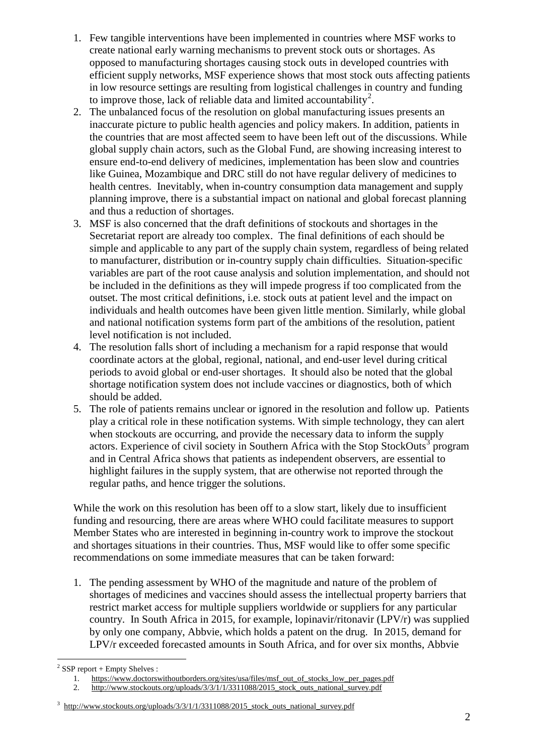1. Few tangible interventions have been implemented in countries where MSF works to create national early warning mechanisms to prevent stock outs or shortages. As opposed to manufacturing shortages causing stock outs in developed countries with efficient supply networks, MSF experience shows that most stock outs affecting patients in low resource settings are resulting from logistical challenges in country and funding to improve those, lack of reliable data and limited accountability[2].
2. The unbalanced focus of the resolution on global manufacturing issues presents an inaccurate picture to public health agencies and policy makers. In addition, patients in the countries that are most affected seem to have been left out of the discussions. While global supply chain actors, such as the Global Fund, are showing increasing interest to ensure end-to-end delivery of medicines, implementation has been slow and countries like Guinea, Mozambique and DRC still do not have regular delivery of medicines to health centres. Inevitably, when in-country consumption data management and supply planning improve, there is a substantial impact on national and global forecast planning and thus a reduction of shortages.
3. MSF is also concerned that the draft definitions of stockouts and shortages in the Secretariat report are already too complex. The final definitions of each should be simple and applicable to any part of the supply chain system, regardless of being related to manufacturer, distribution or in-country supply chain difficulties. Situation-specific variables are part of the root cause analysis and solution implementation, and should not be included in the definitions as they will impede progress if too complicated from the outset. The most critical definitions, i.e. stock outs at patient level and the impact on individuals and health outcomes have been given little mention. Similarly, while global and national notification systems form part of the ambitions of the resolution, patient level notification is not included.
4. The resolution falls short of including a mechanism for a rapid response that would coordinate actors at the global, regional, national, and end-user level during critical periods to avoid global or end-user shortages. It should also be noted that the global shortage notification system does not include vaccines or diagnostics, both of which should be added.
5. The role of patients remains unclear or ignored in the resolution and follow up. Patients play a critical role in these notification systems. With simple technology, they can alert when stockouts are occurring, and provide the necessary data to inform the supply actors. Experience of civil society in Southern Africa with the Stop StockOuts[3] program and in Central Africa shows that patients as independent observers, are essential to highlight failures in the supply system, that are otherwise not reported through the regular paths, and hence trigger the solutions.

While the work on this resolution has been off to a slow start, likely due to insufficient funding and resourcing, there are areas where WHO could facilitate measures to support Member States who are interested in beginning in-country work to improve the stockout and shortages situations in their countries. Thus, MSF would like to offer some specific recommendations on some immediate measures that can be taken forward:

1. The pending assessment by WHO of the magnitude and nature of the problem of shortages of medicines and vaccines should assess the intellectual property barriers that restrict market access for multiple suppliers worldwide or suppliers for any particular country. In South Africa in 2015, for example, lopinavir/ritonavir (LPV/r) was supplied by only one company, Abbvie, which holds a patent on the drug. In 2015, demand for LPV/r exceeded forecasted amounts in South Africa, and for over six months, Abbvie

---

[2] SSP report + Empty Shelves :

1. https://www.doctorswithoutborders.org/sites/usa/files/msf_out_of_stocks_low_per_pages.pdf
2. http://www.stockouts.org/uploads/3/3/1/1/3311088/2015_stock_outs_national_survey.pdf

[3] http://www.stockouts.org/uploads/3/3/1/1/3311088/2015_stock_outs_national_survey.pdf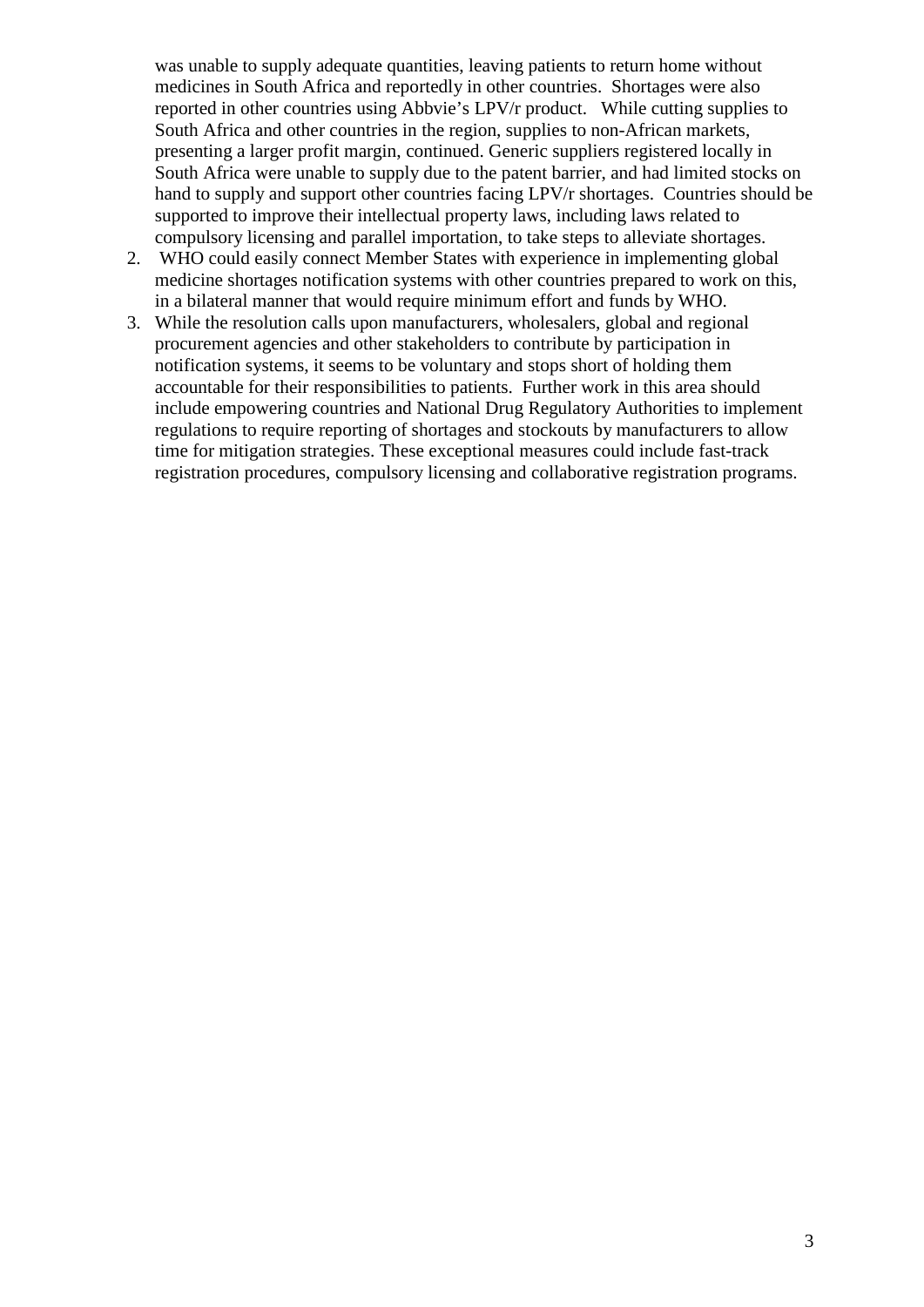was unable to supply adequate quantities, leaving patients to return home without medicines in South Africa and reportedly in other countries. Shortages were also reported in other countries using Abbvie's LPV/r product. While cutting supplies to South Africa and other countries in the region, supplies to non-African markets, presenting a larger profit margin, continued. Generic suppliers registered locally in South Africa were unable to supply due to the patent barrier, and had limited stocks on hand to supply and support other countries facing LPV/r shortages. Countries should be supported to improve their intellectual property laws, including laws related to compulsory licensing and parallel importation, to take steps to alleviate shortages.

2. WHO could easily connect Member States with experience in implementing global medicine shortages notification systems with other countries prepared to work on this, in a bilateral manner that would require minimum effort and funds by WHO.
3. While the resolution calls upon manufacturers, wholesalers, global and regional procurement agencies and other stakeholders to contribute by participation in notification systems, it seems to be voluntary and stops short of holding them accountable for their responsibilities to patients. Further work in this area should include empowering countries and National Drug Regulatory Authorities to implement regulations to require reporting of shortages and stockouts by manufacturers to allow time for mitigation strategies. These exceptional measures could include fast-track registration procedures, compulsory licensing and collaborative registration programs.